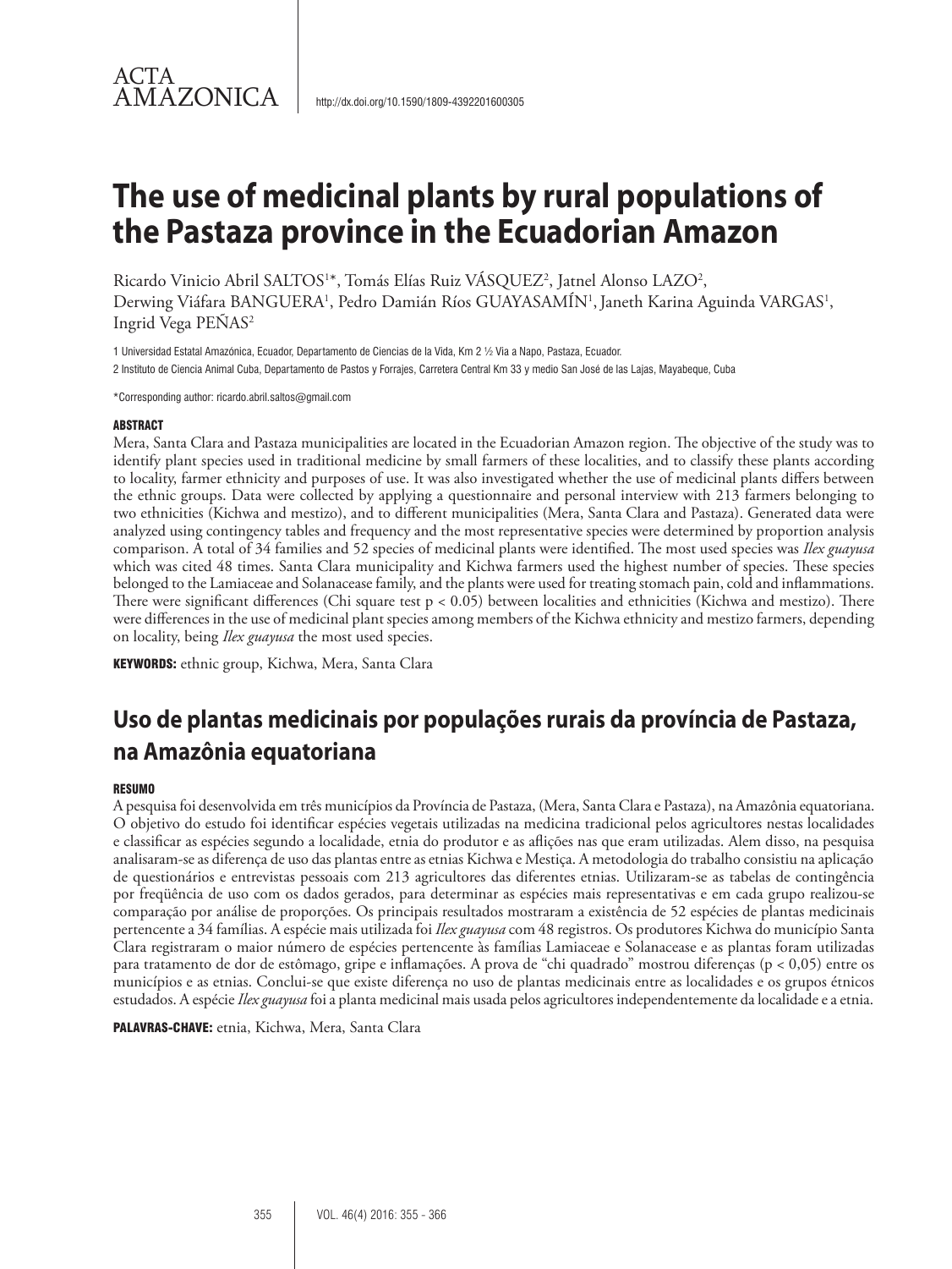ACTA AMAZONICA

http://dx.doi.org/10.1590/1809-4392201600305

# The use of medicinal plants by rural populations of the Pastaza province in the Ecuadorian Amazon

Ricardo Vinicio Abril SALTOS[1]*, Tomás Elías Ruiz VÁSQUEZ[2], Jatnel Alonso LAZO[2], Derwing Viáfara BANGUERA[1], Pedro Damián Ríos GUAYASAMÍN[1], Janeth Karina Aguinda VARGAS[1], Ingrid Vega PEÑAS[2]

1 Universidad Estatal Amazónica, Ecuador, Departamento de Ciencias de la Vida, Km 2 ½ Via a Napo, Pastaza, Ecuador.

2 Instituto de Ciencia Animal Cuba, Departamento de Pastos y Forrajes, Carretera Central Km 33 y medio San José de las Lajas, Mayabeque, Cuba

*Corresponding author: ricardo.abril.saltos@gmail.com

### ABSTRACT

Mera, Santa Clara and Pastaza municipalities are located in the Ecuadorian Amazon region. The objective of the study was to identify plant species used in traditional medicine by small farmers of these localities, and to classify these plants according to locality, farmer ethnicity and purposes of use. It was also investigated whether the use of medicinal plants differs between the ethnic groups. Data were collected by applying a questionnaire and personal interview with 213 farmers belonging to two ethnicities (Kichwa and mestizo), and to different municipalities (Mera, Santa Clara and Pastaza). Generated data were analyzed using contingency tables and frequency and the most representative species were determined by proportion analysis comparison. A total of 34 families and 52 species of medicinal plants were identified. The most used species was *Ilex guayusa* which was cited 48 times. Santa Clara municipality and Kichwa farmers used the highest number of species. These species belonged to the Lamiaceae and Solanacease family, and the plants were used for treating stomach pain, cold and inflammations. There were significant differences (Chi square test $p < 0.05$) between localities and ethnicities (Kichwa and mestizo). There were differences in the use of medicinal plant species among members of the Kichwa ethnicity and mestizo farmers, depending on locality, being *Ilex guayusa* the most used species.

**KEYWORDS:** ethnic group, Kichwa, Mera, Santa Clara

## Uso de plantas medicinais por populações rurais da província de Pastaza, na Amazônia equatoriana

### RESUMO

A pesquisa foi desenvolvida em três municípios da Província de Pastaza, (Mera, Santa Clara e Pastaza), na Amazônia equatoriana. O objetivo do estudo foi identificar espécies vegetais utilizadas na medicina tradicional pelos agricultores nestas localidades e classificar as espécies segundo a localidade, etnia do produtor e as aflições nas que eram utilizadas. Alem disso, na pesquisa analisaram-se as diferença de uso das plantas entre as etnias Kichwa e Mestiça. A metodologia do trabalho consistiu na aplicação de questionários e entrevistas pessoais com 213 agricultores das diferentes etnias. Utilizaram-se as tabelas de contingência por freqüência de uso com os dados gerados, para determinar as espécies mais representativas e em cada grupo realizou-se comparação por análise de proporções. Os principais resultados mostraram a existência de 52 espécies de plantas medicinais pertencente a 34 famílias. A espécie mais utilizada foi *Ilex guayusa* com 48 registros. Os produtores Kichwa do município Santa Clara registraram o maior número de espécies pertencente às famílias Lamiaceae e Solanacease e as plantas foram utilizadas para tratamento de dor de estômago, gripe e inflamações. A prova de "chi quadrado" mostrou diferenças ($p < 0,05$) entre os municípios e as etnias. Conclui-se que existe diferença no uso de plantas medicinais entre as localidades e os grupos étnicos estudados. A espécie *Ilex guayusa* foi a planta medicinal mais usada pelos agricultores independentemente da localidade e a etnia.

**PALAVRAS-CHAVE:** etnia, Kichwa, Mera, Santa Clara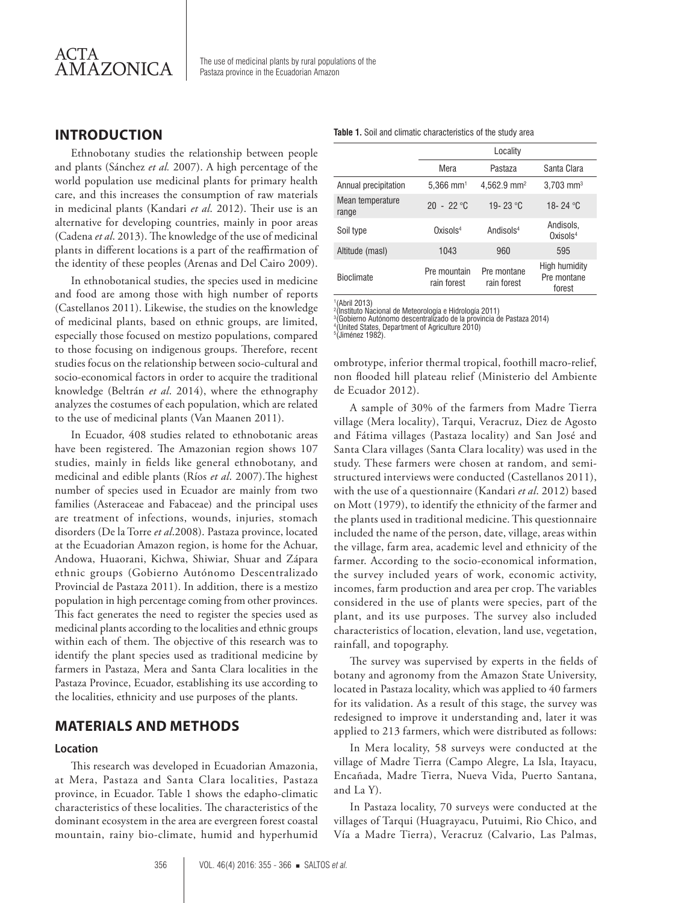## INTRODUCTION

Ethnobotany studies the relationship between people and plants (Sánchez *et al.* 2007). A high percentage of the world population use medicinal plants for primary health care, and this increases the consumption of raw materials in medicinal plants (Kandari *et al*. 2012). Their use is an alternative for developing countries, mainly in poor areas (Cadena *et al*. 2013). The knowledge of the use of medicinal plants in different locations is a part of the reaffirmation of the identity of these peoples (Arenas and Del Cairo 2009).

In ethnobotanical studies, the species used in medicine and food are among those with high number of reports (Castellanos 2011). Likewise, the studies on the knowledge of medicinal plants, based on ethnic groups, are limited, especially those focused on mestizo populations, compared to those focusing on indigenous groups. Therefore, recent studies focus on the relationship between socio-cultural and socio-economical factors in order to acquire the traditional knowledge (Beltrán *et al*. 2014), where the ethnography analyzes the costumes of each population, which are related to the use of medicinal plants (Van Maanen 2011).

In Ecuador, 408 studies related to ethnobotanic areas have been registered. The Amazonian region shows 107 studies, mainly in fields like general ethnobotany, and medicinal and edible plants (Ríos *et al.* 2007).The highest number of species used in Ecuador are mainly from two families (Asteraceae and Fabaceae) and the principal uses are treatment of infections, wounds, injuries, stomach disorders (De la Torre *et al*.2008). Pastaza province, located at the Ecuadorian Amazon region, is home for the Achuar, Andowa, Huaorani, Kichwa, Shiwiar, Shuar and Zápara ethnic groups (Gobierno Autónomo Descentralizado Provincial de Pastaza 2011). In addition, there is a mestizo population in high percentage coming from other provinces. This fact generates the need to register the species used as medicinal plants according to the localities and ethnic groups within each of them. The objective of this research was to identify the plant species used as traditional medicine by farmers in Pastaza, Mera and Santa Clara localities in the Pastaza Province, Ecuador, establishing its use according to the localities, ethnicity and use purposes of the plants.

## MATERIALS AND METHODS

### Location

This research was developed in Ecuadorian Amazonia, at Mera, Pastaza and Santa Clara localities, Pastaza province, in Ecuador. Table 1 shows the edapho-climatic characteristics of these localities. The characteristics of the dominant ecosystem in the area are evergreen forest coastal mountain, rainy bio-climate, humid and hyperhumid ombrotype, inferior thermal tropical, foothill macro-relief, non flooded hill plateau relief (Ministerio del Ambiente de Ecuador 2012).

**Table 1.** Soil and climatic characteristics of the study area

| | Locality | | |
|---|---|---|---|
| | Mera | Pastaza | Santa Clara |
| Annual precipitation | 5,366 mm[1] | 4,562.9 mm[2] | 3,703 mm[3] |
| Mean temperature range | 20 - 22 °C | 19- 23 °C | 18- 24 °C |
| Soil type | Oxisols[4] | Andisols[4] | Andisols, Oxisols[4] |
| Altitude (masl) | 1043 | 960 | 595 |
| Bioclimate | Pre mountain rain forest | Pre montane rain forest | High humidity Pre montane forest |

[1](Abril 2013)
[2](Instituto Nacional de Meteorología e Hidrología 2011)
[3](Gobierno Autónomo descentralizado de la provincia de Pastaza 2014)
[4](United States, Department of Agriculture 2010)
[5](Jiménez 1982).

A sample of 30% of the farmers from Madre Tierra village (Mera locality), Tarqui, Veracruz, Diez de Agosto and Fátima villages (Pastaza locality) and San José and Santa Clara villages (Santa Clara locality) was used in the study. These farmers were chosen at random, and semi-structured interviews were conducted (Castellanos 2011), with the use of a questionnaire (Kandari *et al*. 2012) based on Mott (1979), to identify the ethnicity of the farmer and the plants used in traditional medicine. This questionnaire included the name of the person, date, village, areas within the village, farm area, academic level and ethnicity of the farmer. According to the socio-economical information, the survey included years of work, economic activity, incomes, farm production and area per crop. The variables considered in the use of plants were species, part of the plant, and its use purposes. The survey also included characteristics of location, elevation, land use, vegetation, rainfall, and topography.

The survey was supervised by experts in the fields of botany and agronomy from the Amazon State University, located in Pastaza locality, which was applied to 40 farmers for its validation. As a result of this stage, the survey was redesigned to improve it understanding and, later it was applied to 213 farmers, which were distributed as follows:

In Mera locality, 58 surveys were conducted at the village of Madre Tierra (Campo Alegre, La Isla, Itayacu, Encañada, Madre Tierra, Nueva Vida, Puerto Santana, and La Y).

In Pastaza locality, 70 surveys were conducted at the villages of Tarqui (Huagrayacu, Putuimi, Rio Chico, and Vía a Madre Tierra), Veracruz (Calvario, Las Palmas,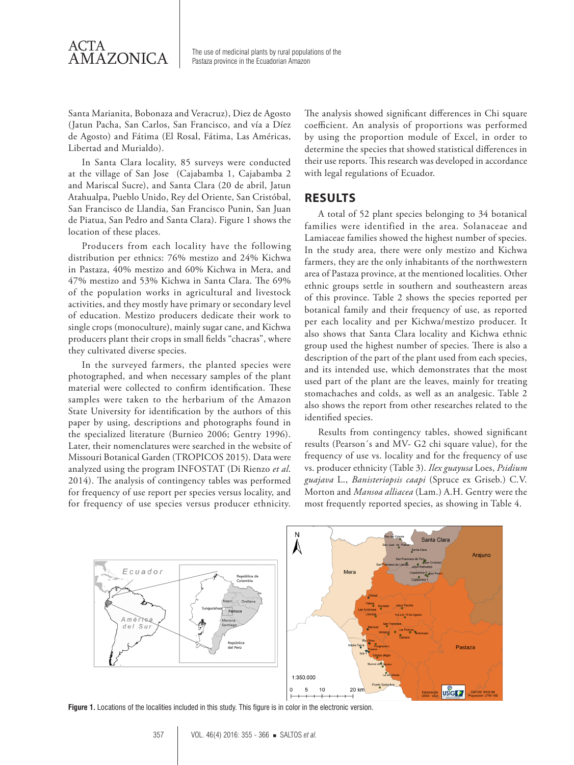Santa Marianita, Bobonaza and Veracruz), Diez de Agosto (Jatun Pacha, San Carlos, San Francisco, and vía a Díez de Agosto) and Fátima (El Rosal, Fátima, Las Américas, Libertad and Murialdo).

In Santa Clara locality, 85 surveys were conducted at the village of San Jose (Cajabamba 1, Cajabamba 2 and Mariscal Sucre), and Santa Clara (20 de abril, Jatun Atahualpa, Pueblo Unido, Rey del Oriente, San Cristóbal, San Francisco de Llandia, San Francisco Punin, San Juan de Piatua, San Pedro and Santa Clara). Figure 1 shows the location of these places.

Producers from each locality have the following distribution per ethnics: 76% mestizo and 24% Kichwa in Pastaza, 40% mestizo and 60% Kichwa in Mera, and 47% mestizo and 53% Kichwa in Santa Clara. The 69% of the population works in agricultural and livestock activities, and they mostly have primary or secondary level of education. Mestizo producers dedicate their work to single crops (monoculture), mainly sugar cane, and Kichwa producers plant their crops in small fields "chacras", where they cultivated diverse species.

In the surveyed farmers, the planted species were photographed, and when necessary samples of the plant material were collected to confirm identification. These samples were taken to the herbarium of the Amazon State University for identification by the authors of this paper by using, descriptions and photographs found in the specialized literature (Burnieo 2006; Gentry 1996). Later, their nomenclatures were searched in the website of Missouri Botanical Garden (TROPICOS 2015). Data were analyzed using the program INFOSTAT (Di Rienzo *et al*. 2014). The analysis of contingency tables was performed for frequency of use report per species versus locality, and for frequency of use species versus producer ethnicity. The analysis showed significant differences in Chi square coefficient. An analysis of proportions was performed by using the proportion module of Excel, in order to determine the species that showed statistical differences in their use reports. This research was developed in accordance with legal regulations of Ecuador.

## RESULTS

A total of 52 plant species belonging to 34 botanical families were identified in the area. Solanaceae and Lamiaceae families showed the highest number of species. In the study area, there were only mestizo and Kichwa farmers, they are the only inhabitants of the northwestern area of Pastaza province, at the mentioned localities. Other ethnic groups settle in southern and southeastern areas of this province. Table 2 shows the species reported per botanical family and their frequency of use, as reported per each locality and per Kichwa/mestizo producer. It also shows that Santa Clara locality and Kichwa ethnic group used the highest number of species. There is also a description of the part of the plant used from each species, and its intended use, which demonstrates that the most used part of the plant are the leaves, mainly for treating stomachaches and colds, as well as an analgesic. Table 2 also shows the report from other researches related to the identified species.

Results from contingency tables, showed significant results (Pearson´s and MV- G2 chi square value), for the frequency of use vs. locality and for the frequency of use vs. producer ethnicity (Table 3). *Ilex guayusa* Loes, *Psidium guajava* L., *Banisteriopsis caapi* (Spruce ex Griseb.) C.V. Morton and *Mansoa alliacea* (Lam.) A.H. Gentry were the most frequently reported species, as showing in Table 4.

**Figure 1.** Locations of the localities included in this study. This figure is in color in the electronic version.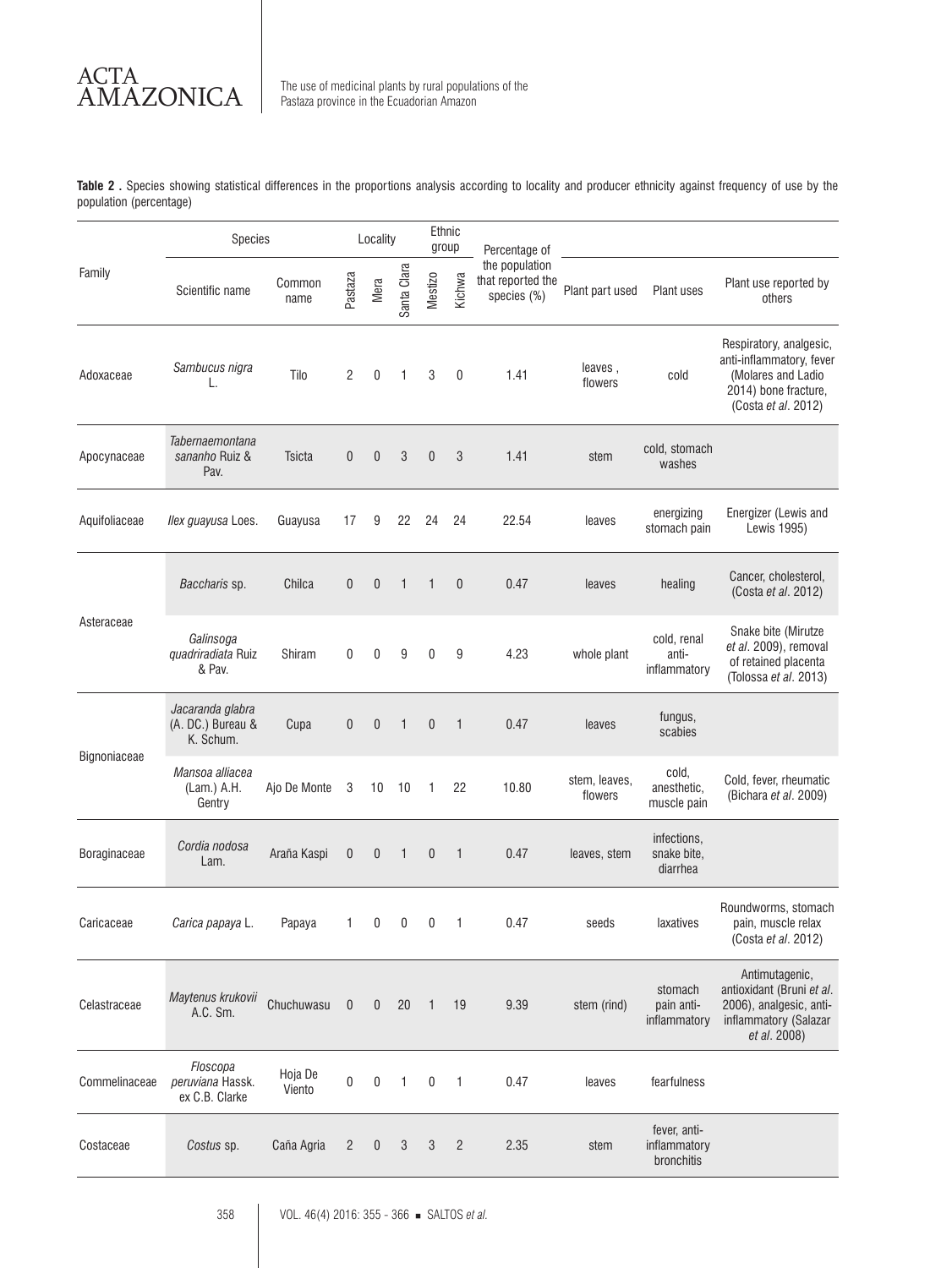**Table 2 .** Species showing statistical differences in the proportions analysis according to locality and producer ethnicity against frequency of use by the population (percentage)

| Family | Species | | Locality | | | Ethnic group | | Percentage of the population that reported the species (%) | Plant part used | Plant uses | Plant use reported by others |
|---|---|---|---|---|---|---|---|---|---|---|---|
| | Scientific name | Common name | Pastaza | Mera | Santa Clara | Mestizo | Kichwa | | | | |
| Adoxaceae | *Sambucus nigra* L. | Tilo | 2 | 0 | 1 | 3 | 0 | 1.41 | leaves , flowers | cold | Respiratory, analgesic, anti-inflammatory, fever (Molares and Ladio 2014) bone fracture, (Costa *et al*. 2012) |
| Apocynaceae | *Tabernaemontana sananho* Ruiz & Pav. | Tsicta | 0 | 0 | 3 | 0 | 3 | 1.41 | stem | cold, stomach washes | |
| Aquifoliaceae | *Ilex guayusa* Loes. | Guayusa | 17 | 9 | 22 | 24 | 24 | 22.54 | leaves | energizing stomach pain | Energizer (Lewis and Lewis 1995) |
| Asteraceae | *Baccharis* sp. | Chilca | 0 | 0 | 1 | 1 | 0 | 0.47 | leaves | healing | Cancer, cholesterol, (Costa *et al*. 2012) |
| | *Galinsoga quadriradiata* Ruiz & Pav. | Shiram | 0 | 0 | 9 | 0 | 9 | 4.23 | whole plant | cold, renal anti-inflammatory | Snake bite (Mirutze *et al*. 2009), removal of retained placenta (Tolossa *et al*. 2013) |
| Bignoniaceae | *Jacaranda glabra* (A. DC.) Bureau & K. Schum. | Cupa | 0 | 0 | 1 | 0 | 1 | 0.47 | leaves | fungus, scabies | |
| | *Mansoa alliacea* (Lam.) A.H. Gentry | Ajo De Monte | 3 | 10 | 10 | 1 | 22 | 10.80 | stem, leaves, flowers | cold, anesthetic, muscle pain | Cold, fever, rheumatic (Bichara *et al*. 2009) |
| Boraginaceae | *Cordia nodosa* Lam. | Araña Kaspi | 0 | 0 | 1 | 0 | 1 | 0.47 | leaves, stem | infections, snake bite, diarrhea | |
| Caricaceae | *Carica papaya* L. | Papaya | 1 | 0 | 0 | 0 | 1 | 0.47 | seeds | laxatives | Roundworms, stomach pain, muscle relax (Costa *et al*. 2012) |
| Celastraceae | *Maytenus krukovii* A.C. Sm. | Chuchuwasu | 0 | 0 | 20 | 1 | 19 | 9.39 | stem (rind) | stomach pain anti-inflammatory | Antimutagenic, antioxidant (Bruni *et al*. 2006), analgesic, anti-inflammatory (Salazar *et al*. 2008) |
| Commelinaceae | *Floscopa peruviana* Hassk. ex C.B. Clarke | Hoja De Viento | 0 | 0 | 1 | 0 | 1 | 0.47 | leaves | fearfulness | |
| Costaceae | *Costus* sp. | Caña Agria | 2 | 0 | 3 | 3 | 2 | 2.35 | stem | fever, anti-inflammatory bronchitis | |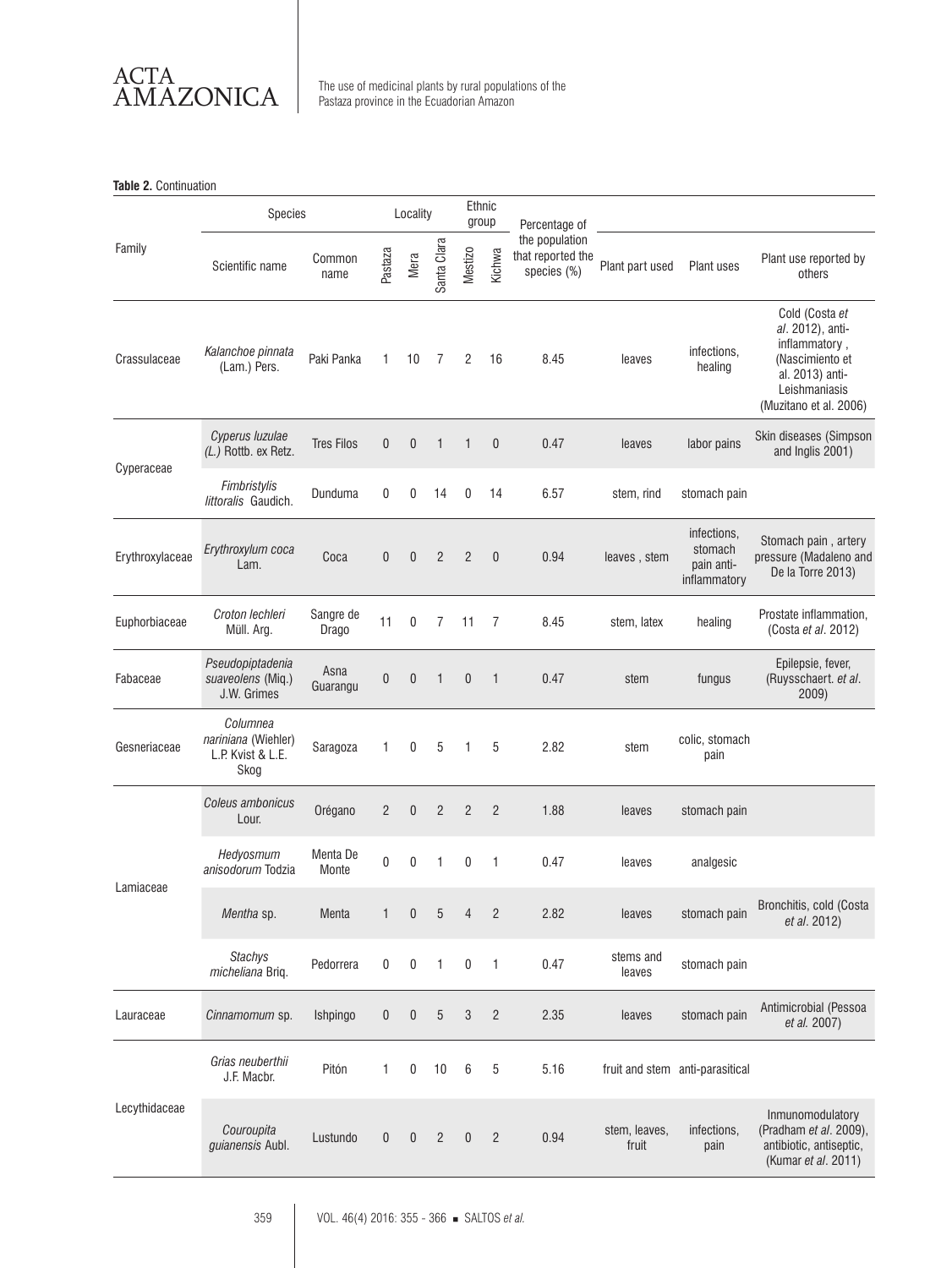**Table 2.** Continuation

| Family | Species | | Locality | | | Ethnic group | | Percentage of the population that reported the species (%) | Plant part used | Plant uses | Plant use reported by others |
|---|---|---|---|---|---|---|---|---|---|---|---|
| | Scientific name | Common name | Pastaza | Mera | Santa Clara | Mestizo | Kichwa | | | | |
| Crassulaceae | *Kalanchoe pinnata* (Lam.) Pers. | Paki Panka | 1 | 10 | 7 | 2 | 16 | 8.45 | leaves | infections, healing | Cold (Costa *et al*. 2012), anti-inflammatory , (Nascimiento et al. 2013) anti-Leishmaniasis (Muzitano et al. 2006) |
| Cyperaceae | *Cyperus luzulae (L.)* Rottb. ex Retz. | Tres Filos | 0 | 0 | 1 | 1 | 0 | 0.47 | leaves | labor pains | Skin diseases (Simpson and Inglis 2001) |
| | *Fimbristylis littoralis* Gaudich. | Dunduma | 0 | 0 | 14 | 0 | 14 | 6.57 | stem, rind | stomach pain | |
| Erythroxylaceae | *Erythroxylum coca* Lam. | Coca | 0 | 0 | 2 | 2 | 0 | 0.94 | leaves , stem | infections, stomach pain anti-inflammatory | Stomach pain , artery pressure (Madaleno and De la Torre 2013) |
| Euphorbiaceae | *Croton lechleri* Müll. Arg. | Sangre de Drago | 11 | 0 | 7 | 11 | 7 | 8.45 | stem, latex | healing | Prostate inflammation, (Costa *et al*. 2012) |
| Fabaceae | *Pseudopiptadenia suaveolens* (Miq.) J.W. Grimes | Asna Guarangu | 0 | 0 | 1 | 0 | 1 | 0.47 | stem | fungus | Epilepsie, fever, (Ruysschaert. *et al*. 2009) |
| Gesneriaceae | *Columnea nariniana* (Wiehler) L.P. Kvist & L.E. Skog | Saragoza | 1 | 0 | 5 | 1 | 5 | 2.82 | stem | colic, stomach pain | |
| Lamiaceae | *Coleus ambonicus* Lour. | Orégano | 2 | 0 | 2 | 2 | 2 | 1.88 | leaves | stomach pain | |
| | *Hedyosmum anisodorum* Todzia | Menta De Monte | 0 | 0 | 1 | 0 | 1 | 0.47 | leaves | analgesic | |
| | *Mentha* sp. | Menta | 1 | 0 | 5 | 4 | 2 | 2.82 | leaves | stomach pain | Bronchitis, cold (Costa *et al*. 2012) |
| | *Stachys micheliana* Briq. | Pedorrera | 0 | 0 | 1 | 0 | 1 | 0.47 | stems and leaves | stomach pain | |
| Lauraceae | *Cinnamomum* sp. | Ishpingo | 0 | 0 | 5 | 3 | 2 | 2.35 | leaves | stomach pain | Antimicrobial (Pessoa *et al.* 2007) |
| Lecythidaceae | *Grias neuberthii* J.F. Macbr. | Pitón | 1 | 0 | 10 | 6 | 5 | 5.16 | fruit and stem | anti-parasitical | |
| | *Couroupita guianensis* Aubl. | Lustundo | 0 | 0 | 2 | 0 | 2 | 0.94 | stem, leaves, fruit | infections, pain | Inmunomodulatory (Pradham *et al*. 2009), antibiotic, antiseptic, (Kumar *et al*. 2011) |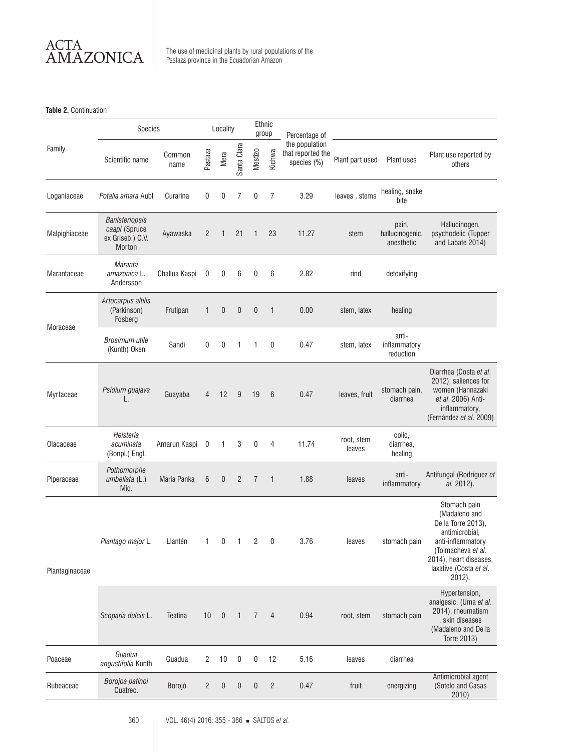**Table 2.** Continuation

| Family | Species |  | Locality |  |  | Ethnic group |  | Percentage of the population that reported the species (%) | Plant part used | Plant uses | Plant use reported by others |
|---|---|---|---|---|---|---|---|---|---|---|---|
|  | Scientific name | Common name | Pastaza | Mera | Santa Clara | Mestizo | Kichwa |  |  |  |  |
| Loganiaceae | *Potalia amara* Aubl | Curarina | 0 | 0 | 7 | 0 | 7 | 3.29 | leaves , stems | healing, snake bite |  |
| Malpighiaceae | *Banisteriopsis caapi* (Spruce ex Griseb.) C.V. Morton | Ayawaska | 2 | 1 | 21 | 1 | 23 | 11.27 | stem | pain, hallucinogenic, anesthetic | Hallucinogen, psychodelic (Tupper and Labate 2014) |
| Marantaceae | *Maranta amazonica* L. Andersson | Challua Kaspi | 0 | 0 | 6 | 0 | 6 | 2.82 | rind | detoxifying |  |
| Moraceae | *Artocarpus altilis* (Parkinson) Fosberg | Frutipan | 1 | 0 | 0 | 0 | 1 | 0.00 | stem, latex | healing |  |
|  | *Brosimum utile* (Kunth) Oken | Sandi | 0 | 0 | 1 | 1 | 0 | 0.47 | stem, latex | anti-inflammatory reduction |  |
| Myrtaceae | *Psidium guajava* L. | Guayaba | 4 | 12 | 9 | 19 | 6 | 0.47 | leaves, fruit | stomach pain, diarrhea | Diarrhea (Costa *et al*. 2012), saliences for women (Hannazaki *et al*. 2006) Anti-inflammatory, (Fernández *et al*. 2009) |
| Olacaceae | *Heisteria acuminata* (Bonpl.) Engl. | Amarun Kaspi | 0 | 1 | 3 | 0 | 4 | 11.74 | root, stem leaves | colic, diarrhea, healing |  |
| Piperaceae | *Pothomorphe umbellata* (L.) Miq. | Maria Panka | 6 | 0 | 2 | 7 | 1 | 1.88 | leaves | anti-inflammatory | Antifungal (Rodríguez *et al.* 2012). |
| Plantaginaceae | *Plantago major* L. | Llantén | 1 | 0 | 1 | 2 | 0 | 3.76 | leaves | stomach pain | Stomach pain (Madaleno and De la Torre 2013), antimicrobial, anti-inflammatory (Tolmacheva *et al*. 2014), heart diseases, laxative (Costa *et al*. 2012). |
|  | *Scoparia dulcis* L. | Teatina | 10 | 0 | 1 | 7 | 4 | 0.94 | root, stem | stomach pain | Hypertension, analgesic. (Uma *et al*. 2014), rheumatism , skin diseases (Madaleno and De la Torre 2013) |
| Poaceae | *Guadua angustifolia* Kunth | Guadua | 2 | 10 | 0 | 0 | 12 | 5.16 | leaves | diarrhea |  |
| Rubeaceae | *Borojoa patinoi* Cuatrec. | Borojó | 2 | 0 | 0 | 0 | 2 | 0.47 | fruit | energizing | Antimicrobial agent (Sotelo and Casas 2010) |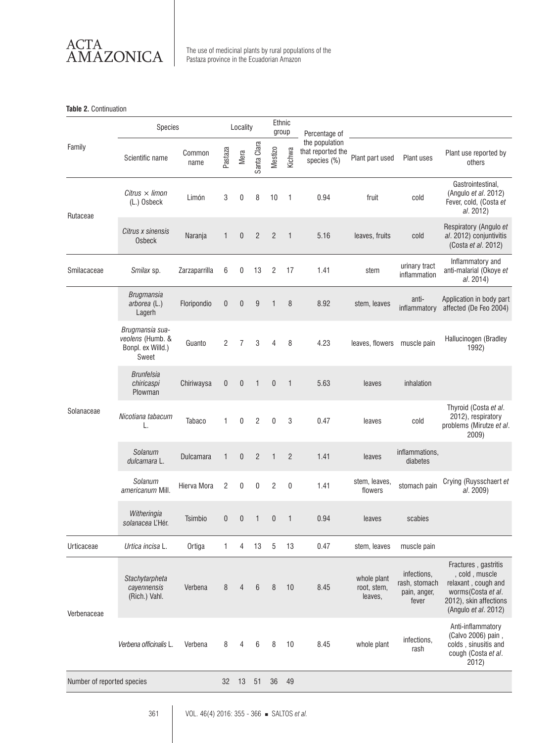**Table 2.** Continuation

| Family | Species | | Locality | | | Ethnic group | | Percentage of the population that reported the species (%) | Plant part used | Plant uses | Plant use reported by others |
|---|---|---|---|---|---|---|---|---|---|---|---|
| | Scientific name | Common name | Pastaza | Mera | Santa Clara | Mestizo | Kichwa | | | | |
| Rutaceae | *Citrus × limon* (L.) Osbeck | Limón | 3 | 0 | 8 | 10 | 1 | 0.94 | fruit | cold | Gastrointestinal, (Angulo *et al*. 2012) Fever, cold, (Costa *et al*. 2012) |
| | *Citrus x sinensis* Osbeck | Naranja | 1 | 0 | 2 | 2 | 1 | 5.16 | leaves, fruits | cold | Respiratory (Angulo *et al*. 2012) conjuntivitis (Costa *et al*. 2012) |
| Smilacaceae | *Smilax* sp. | Zarzaparrilla | 6 | 0 | 13 | 2 | 17 | 1.41 | stem | urinary tract inflammation | Inflammatory and anti-malarial (Okoye *et al*. 2014) |
| Solanaceae | *Brugmansia arborea* (L.) Lagerh | Floripondio | 0 | 0 | 9 | 1 | 8 | 8.92 | stem, leaves | anti-inflammatory | Application in body part affected (De Feo 2004) |
| | *Brugmansia suaveolens* (Humb. & Bonpl. ex Willd.) Sweet | Guanto | 2 | 7 | 3 | 4 | 8 | 4.23 | leaves, flowers | muscle pain | Hallucinogen (Bradley 1992) |
| | *Brunfelsia chiricaspi* Plowman | Chiriwaysa | 0 | 0 | 1 | 0 | 1 | 5.63 | leaves | inhalation | |
| | *Nicotiana tabacum* L. | Tabaco | 1 | 0 | 2 | 0 | 3 | 0.47 | leaves | cold | Thyroid (Costa *et al*. 2012), respiratory problems (Mirutze *et al*. 2009) |
| | *Solanum dulcamara* L. | Dulcamara | 1 | 0 | 2 | 1 | 2 | 1.41 | leaves | inflammations, diabetes | |
| | *Solanum americanum* Mill. | Hierva Mora | 2 | 0 | 0 | 2 | 0 | 1.41 | stem, leaves, flowers | stomach pain | Crying (Ruysschaert *et al*. 2009) |
| | *Witheringia solanacea* L'Hér. | Tsimbio | 0 | 0 | 1 | 0 | 1 | 0.94 | leaves | scabies | |
| Urticaceae | *Urtica incisa* L. | Ortiga | 1 | 4 | 13 | 5 | 13 | 0.47 | stem, leaves | muscle pain | |
| Verbenaceae | *Stachytarpheta cayennensis* (Rich.) Vahl. | Verbena | 8 | 4 | 6 | 8 | 10 | 8.45 | whole plant root, stem, leaves, | infections, rash, stomach pain, anger, fever | Fractures , gastritis , cold , muscle relaxant , cough and worms(Costa *et al*. 2012), skin affections (Angulo *et al*. 2012) |
| | *Verbena officinalis* L. | Verbena | 8 | 4 | 6 | 8 | 10 | 8.45 | whole plant | infections, rash | Anti-inflammatory (Calvo 2006) pain , colds , sinusitis and cough (Costa *et al*. 2012) |
| Number of reported species | | | 32 | 13 | 51 | 36 | 49 | | | | |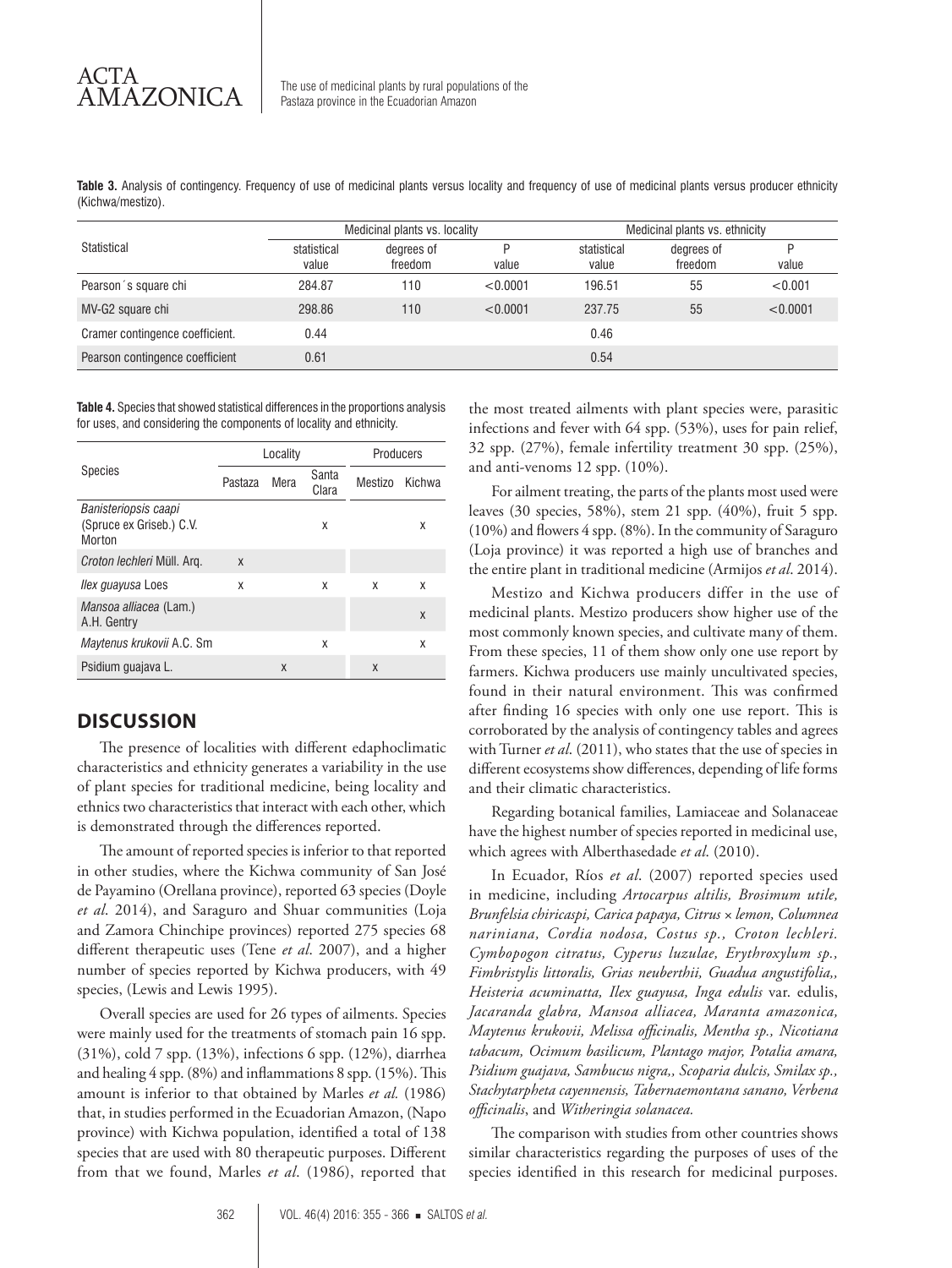**Table 3.** Analysis of contingency. Frequency of use of medicinal plants versus locality and frequency of use of medicinal plants versus producer ethnicity (Kichwa/mestizo).

| Statistical | Medicinal plants vs. locality | | | Medicinal plants vs. ethnicity | | |
|---|---|---|---|---|---|---|
| | statistical value | degrees of freedom | P value | statistical value | degrees of freedom | P value |
| Pearson´s square chi | 284.87 | 110 | <0.0001 | 196.51 | 55 | <0.001 |
| MV-G2 square chi | 298.86 | 110 | <0.0001 | 237.75 | 55 | <0.0001 |
| Cramer contingence coefficient. | 0.44 | | | 0.46 | | |
| Pearson contingence coefficient | 0.61 | | | 0.54 | | |

**Table 4.** Species that showed statistical differences in the proportions analysis for uses, and considering the components of locality and ethnicity.

| Species | Locality | | | Producers | |
|---|---|---|---|---|---|
| | Pastaza | Mera | Santa Clara | Mestizo | Kichwa |
| *Banisteriopsis caapi* (Spruce ex Griseb.) C.V. Morton | | | x | | x |
| *Croton lechleri* Müll. Arg. | x | | | | |
| *Ilex guayusa* Loes | x | | x | x | x |
| *Mansoa alliacea* (Lam.) A.H. Gentry | | | | | x |
| *Maytenus krukovii* A.C. Sm | | | x | | x |
| Psidium guajava L. | | x | | x | |

## DISCUSSION

The presence of localities with different edaphoclimatic characteristics and ethnicity generates a variability in the use of plant species for traditional medicine, being locality and ethnics two characteristics that interact with each other, which is demonstrated through the differences reported.

The amount of reported species is inferior to that reported in other studies, where the Kichwa community of San José de Payamino (Orellana province), reported 63 species (Doyle *et al*. 2014), and Saraguro and Shuar communities (Loja and Zamora Chinchipe provinces) reported 275 species 68 different therapeutic uses (Tene *et al*. 2007), and a higher number of species reported by Kichwa producers, with 49 species, (Lewis and Lewis 1995).

Overall species are used for 26 types of ailments. Species were mainly used for the treatments of stomach pain 16 spp. (31%), cold 7 spp. (13%), infections 6 spp. (12%), diarrhea and healing 4 spp. (8%) and inflammations 8 spp. (15%). This amount is inferior to that obtained by Marles *et al.* (1986) that, in studies performed in the Ecuadorian Amazon, (Napo province) with Kichwa population, identified a total of 138 species that are used with 80 therapeutic purposes. Different from that we found, Marles *et al*. (1986), reported that the most treated ailments with plant species were, parasitic infections and fever with 64 spp. (53%), uses for pain relief, 32 spp. (27%), female infertility treatment 30 spp. (25%), and anti-venoms 12 spp. (10%).

For ailment treating, the parts of the plants most used were leaves (30 species, 58%), stem 21 spp. (40%), fruit 5 spp. (10%) and flowers 4 spp. (8%). In the community of Saraguro (Loja province) it was reported a high use of branches and the entire plant in traditional medicine (Armijos *et al*. 2014).

Mestizo and Kichwa producers differ in the use of medicinal plants. Mestizo producers show higher use of the most commonly known species, and cultivate many of them. From these species, 11 of them show only one use report by farmers. Kichwa producers use mainly uncultivated species, found in their natural environment. This was confirmed after finding 16 species with only one use report. This is corroborated by the analysis of contingency tables and agrees with Turner *et al*. (2011), who states that the use of species in different ecosystems show differences, depending of life forms and their climatic characteristics.

Regarding botanical families, Lamiaceae and Solanaceae have the highest number of species reported in medicinal use, which agrees with Alberthasedade *et al*. (2010).

In Ecuador, Ríos *et al*. (2007) reported species used in medicine, including *Artocarpus altilis, Brosimum utile, Brunfelsia chiricaspi, Carica papaya, Citrus × lemon, Columnea nariniana, Cordia nodosa, Costus sp., Croton lechleri. Cymbopogon citratus, Cyperus luzulae, Erythroxylum sp., Fimbristylis littoralis, Grias neuberthii, Guadua angustifolia,, Heisteria acuminatta, Ilex guayusa, Inga edulis* var. edulis, *Jacaranda glabra, Mansoa alliacea, Maranta amazonica, Maytenus krukovii, Melissa officinalis, Mentha sp., Nicotiana tabacum, Ocimum basilicum, Plantago major, Potalia amara, Psidium guajava, Sambucus nigra,, Scoparia dulcis, Smilax sp., Stachytarpheta cayennensis, Tabernaemontana sanano, Verbena officinalis*, and *Witheringia solanacea.*

The comparison with studies from other countries shows similar characteristics regarding the purposes of uses of the species identified in this research for medicinal purposes.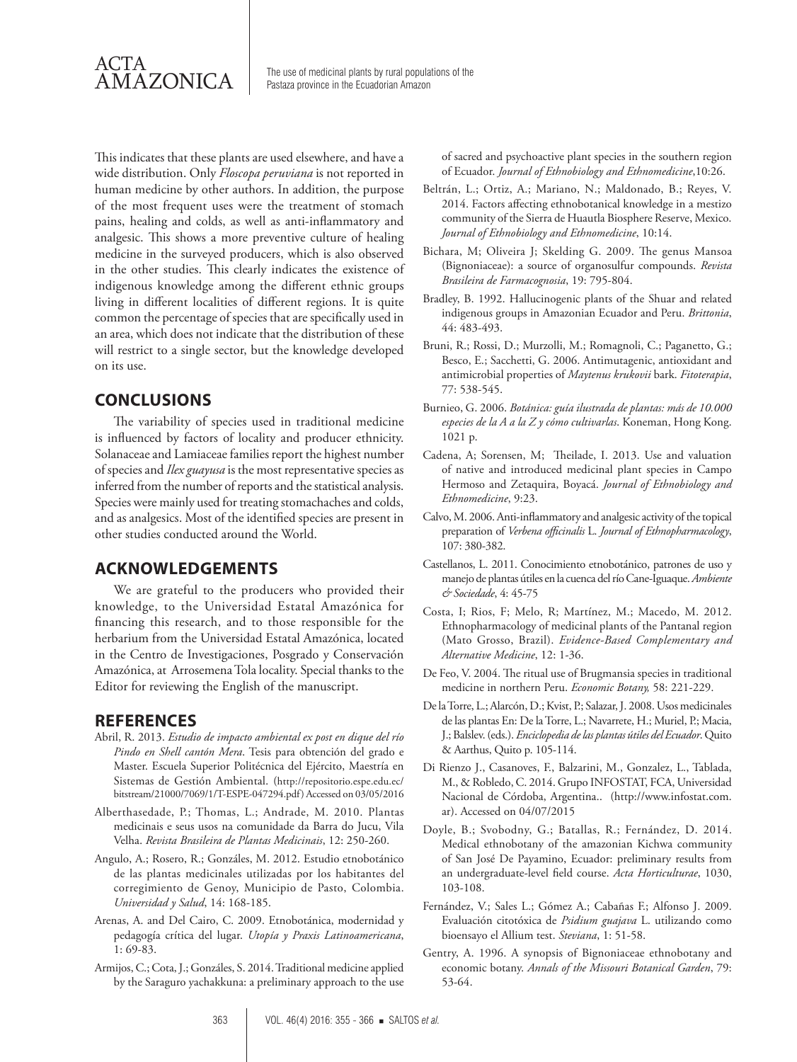This indicates that these plants are used elsewhere, and have a wide distribution. Only *Floscopa peruviana* is not reported in human medicine by other authors. In addition, the purpose of the most frequent uses were the treatment of stomach pains, healing and colds, as well as anti-inflammatory and analgesic. This shows a more preventive culture of healing medicine in the surveyed producers, which is also observed in the other studies. This clearly indicates the existence of indigenous knowledge among the different ethnic groups living in different localities of different regions. It is quite common the percentage of species that are specifically used in an area, which does not indicate that the distribution of these will restrict to a single sector, but the knowledge developed on its use.

## CONCLUSIONS

The variability of species used in traditional medicine is influenced by factors of locality and producer ethnicity. Solanaceae and Lamiaceae families report the highest number of species and *Ilex guayusa* is the most representative species as inferred from the number of reports and the statistical analysis. Species were mainly used for treating stomachaches and colds, and as analgesics. Most of the identified species are present in other studies conducted around the World.

## ACKNOWLEDGEMENTS

We are grateful to the producers who provided their knowledge, to the Universidad Estatal Amazónica for financing this research, and to those responsible for the herbarium from the Universidad Estatal Amazónica, located in the Centro de Investigaciones, Posgrado y Conservación Amazónica, at Arrosemena Tola locality. Special thanks to the Editor for reviewing the English of the manuscript.

## REFERENCES

Abril, R. 2013. *Estudio de impacto ambiental ex post en dique del río Pindo en Shell cantón Mera*. Tesis para obtención del grado e Master. Escuela Superior Politécnica del Ejército, Maestría en Sistemas de Gestión Ambiental. (http://repositorio.espe.edu.ec/bitstream/21000/7069/1/T-ESPE-047294.pdf) Accessed on 03/05/2016

Alberthasedade, P.; Thomas, L.; Andrade, M. 2010. Plantas medicinais e seus usos na comunidade da Barra do Jucu, Vila Velha. *Revista Brasileira de Plantas Medicinais*, 12: 250-260.

Angulo, A.; Rosero, R.; Gonzáles, M. 2012. Estudio etnobotánico de las plantas medicinales utilizadas por los habitantes del corregimiento de Genoy, Municipio de Pasto, Colombia. *Universidad y Salud*, 14: 168-185.

Arenas, A. and Del Cairo, C. 2009. Etnobotánica, modernidad y pedagogía crítica del lugar. *Utopía y Praxis Latinoamericana*, 1: 69-83.

Armijos, C.; Cota, J.; Gonzáles, S. 2014. Traditional medicine applied by the Saraguro yachakkuna: a preliminary approach to the use of sacred and psychoactive plant species in the southern region of Ecuador. *Journal of Ethnobiology and Ethnomedicine*,10:26.

Beltrán, L.; Ortiz, A.; Mariano, N.; Maldonado, B.; Reyes, V. 2014. Factors affecting ethnobotanical knowledge in a mestizo community of the Sierra de Huautla Biosphere Reserve, Mexico. *Journal of Ethnobiology and Ethnomedicine*, 10:14.

Bichara, M; Oliveira J; Skelding G. 2009. The genus Mansoa (Bignoniaceae): a source of organosulfur compounds. *Revista Brasileira de Farmacognosia*, 19: 795-804.

Bradley, B. 1992. Hallucinogenic plants of the Shuar and related indigenous groups in Amazonian Ecuador and Peru. *Brittonia*, 44: 483-493.

Bruni, R.; Rossi, D.; Murzolli, M.; Romagnoli, C.; Paganetto, G.; Besco, E.; Sacchetti, G. 2006. Antimutagenic, antioxidant and antimicrobial properties of *Maytenus krukovii* bark. *Fitoterapia*, 77: 538-545.

Burnieo, G. 2006. *Botánica: guía ilustrada de plantas: más de 10.000 especies de la A a la Z y cómo cultivarlas*. Koneman, Hong Kong. 1021 p.

Cadena, A; Sorensen, M; Theilade, I. 2013. Use and valuation of native and introduced medicinal plant species in Campo Hermoso and Zetaquira, Boyacá. *Journal of Ethnobiology and Ethnomedicine*, 9:23.

Calvo, M. 2006. Anti-inflammatory and analgesic activity of the topical preparation of *Verbena officinalis* L. *Journal of Ethnopharmacology*, 107: 380-382.

Castellanos, L. 2011. Conocimiento etnobotánico, patrones de uso y manejo de plantas útiles en la cuenca del río Cane-Iguaque. *Ambiente & Sociedade*, 4: 45-75

Costa, I; Rios, F; Melo, R; Martínez, M.; Macedo, M. 2012. Ethnopharmacology of medicinal plants of the Pantanal region (Mato Grosso, Brazil). *Evidence-Based Complementary and Alternative Medicine*, 12: 1-36.

De Feo, V. 2004. The ritual use of Brugmansia species in traditional medicine in northern Peru. *Economic Botany,* 58: 221-229.

De la Torre, L.; Alarcón, D.; Kvist, P.; Salazar, J. 2008. Usos medicinales de las plantas En: De la Torre, L.; Navarrete, H.; Muriel, P.; Macia, J.; Balslev. (eds.). *Enciclopedia de las plantas útiles del Ecuador*. Quito & Aarthus, Quito p. 105-114.

Di Rienzo J., Casanoves, F., Balzarini, M., Gonzalez, L., Tablada, M., & Robledo, C. 2014. Grupo INFOSTAT, FCA, Universidad Nacional de Córdoba, Argentina.. (http://www.infostat.com.ar). Accessed on 04/07/2015

Doyle, B.; Svobodny, G.; Batallas, R.; Fernández, D. 2014. Medical ethnobotany of the amazonian Kichwa community of San José De Payamino, Ecuador: preliminary results from an undergraduate-level field course. *Acta Horticulturae*, 1030, 103-108.

Fernández, V.; Sales L.; Gómez A.; Cabañas F.; Alfonso J. 2009. Evaluación citotóxica de *Psidium guajava* L. utilizando como bioensayo el Allium test. *Steviana*, 1: 51-58.

Gentry, A. 1996. A synopsis of Bignoniaceae ethnobotany and economic botany. *Annals of the Missouri Botanical Garden*, 79: 53-64.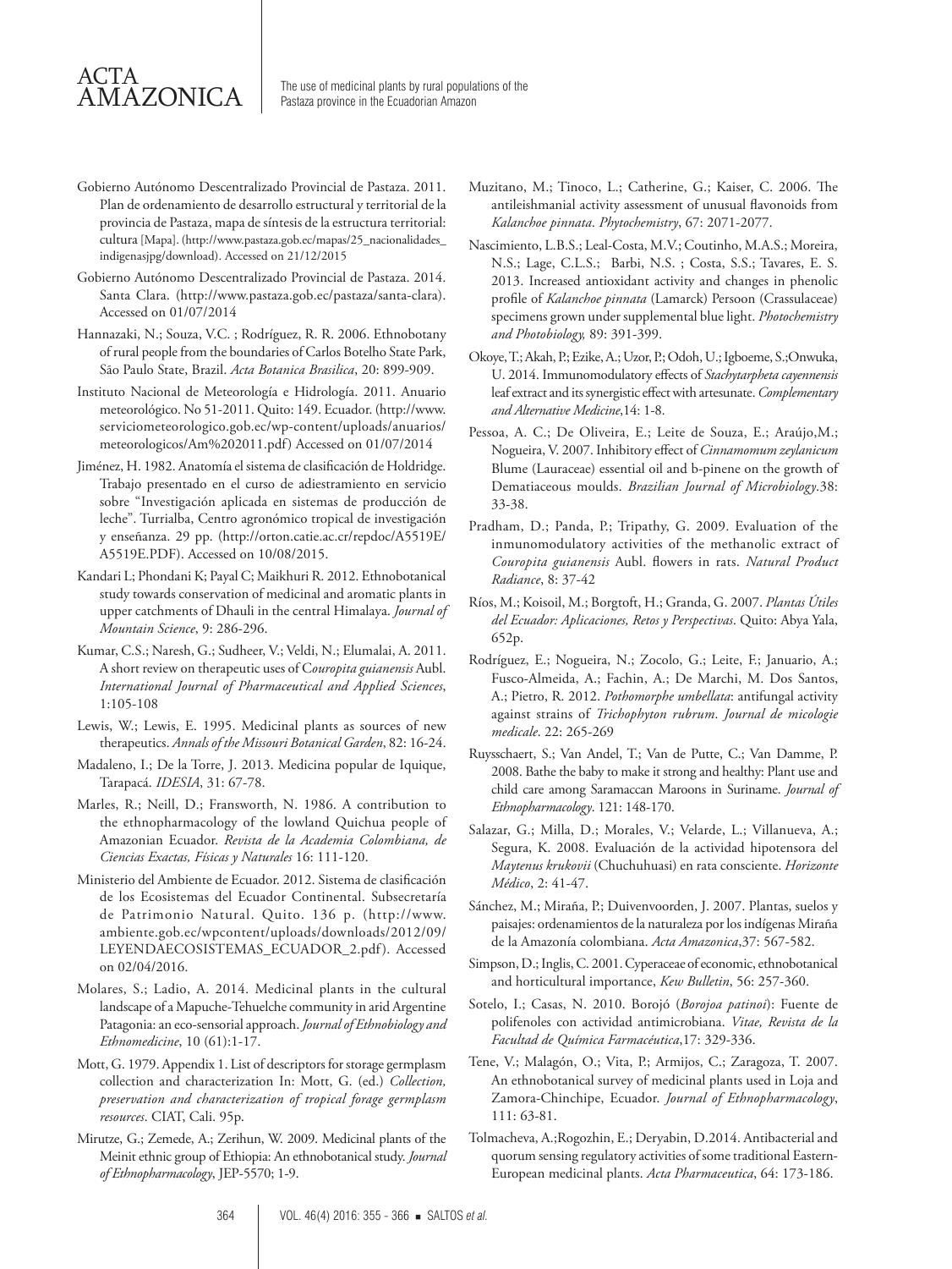Gobierno Autónomo Descentralizado Provincial de Pastaza. 2011. Plan de ordenamiento de desarrollo estructural y territorial de la provincia de Pastaza, mapa de síntesis de la estructura territorial: cultura [Mapa]. (http://www.pastaza.gob.ec/mapas/25_nacionalidades_indigenasjpg/download). Accessed on 21/12/2015

Gobierno Autónomo Descentralizado Provincial de Pastaza. 2014. Santa Clara. (http://www.pastaza.gob.ec/pastaza/santa-clara). Accessed on 01/07/2014

Hannazaki, N.; Souza, V.C. ; Rodríguez, R. R. 2006. Ethnobotany of rural people from the boundaries of Carlos Botelho State Park, São Paulo State, Brazil. *Acta Botanica Brasilica*, 20: 899-909.

Instituto Nacional de Meteorología e Hidrología. 2011. Anuario meteorológico. No 51-2011. Quito: 149. Ecuador. (http://www.serviciometeorologico.gob.ec/wp-content/uploads/anuarios/meteorologicos/Am%202011.pdf) Accessed on 01/07/2014

Jiménez, H. 1982. Anatomía el sistema de clasificación de Holdridge. Trabajo presentado en el curso de adiestramiento en servicio sobre "Investigación aplicada en sistemas de producción de leche". Turrialba, Centro agronómico tropical de investigación y enseñanza. 29 pp. (http://orton.catie.ac.cr/repdoc/A5519E/A5519E.PDF). Accessed on 10/08/2015.

Kandari L; Phondani K; Payal C; Maikhuri R. 2012. Ethnobotanical study towards conservation of medicinal and aromatic plants in upper catchments of Dhauli in the central Himalaya. *Journal of Mountain Science*, 9: 286-296.

Kumar, C.S.; Naresh, G.; Sudheer, V.; Veldi, N.; Elumalai, A. 2011. A short review on therapeutic uses of *Couropita guianensis* Aubl. *International Journal of Pharmaceutical and Applied Sciences*, 1:105-108

Lewis, W.; Lewis, E. 1995. Medicinal plants as sources of new therapeutics. *Annals of the Missouri Botanical Garden*, 82: 16-24.

Madaleno, I.; De la Torre, J. 2013. Medicina popular de Iquique, Tarapacá. *IDESIA*, 31: 67-78.

Marles, R.; Neill, D.; Fransworth, N. 1986. A contribution to the ethnopharmacology of the lowland Quichua people of Amazonian Ecuador. *Revista de la Academia Colombiana, de Ciencias Exactas, Físicas y Naturales* 16: 111-120.

Ministerio del Ambiente de Ecuador. 2012. Sistema de clasificación de los Ecosistemas del Ecuador Continental. Subsecretaría de Patrimonio Natural. Quito. 136 p. (http://www.ambiente.gob.ec/wpcontent/uploads/downloads/2012/09/LEYENDAECOSISTEMAS_ECUADOR_2.pdf). Accessed on 02/04/2016.

Molares, S.; Ladio, A. 2014. Medicinal plants in the cultural landscape of a Mapuche-Tehuelche community in arid Argentine Patagonia: an eco-sensorial approach. *Journal of Ethnobiology and Ethnomedicine*, 10 (61):1-17.

Mott, G. 1979. Appendix 1. List of descriptors for storage germplasm collection and characterization In: Mott, G. (ed.) *Collection, preservation and characterization of tropical forage germplasm resources*. CIAT, Cali. 95p.

Mirutze, G.; Zemede, A.; Zerihun, W. 2009. Medicinal plants of the Meinit ethnic group of Ethiopia: An ethnobotanical study. *Journal of Ethnopharmacology*, JEP-5570; 1-9.

Muzitano, M.; Tinoco, L.; Catherine, G.; Kaiser, C. 2006. The antileishmanial activity assessment of unusual flavonoids from *Kalanchoe pinnata*. *Phytochemistry*, 67: 2071-2077.

Nascimiento, L.B.S.; Leal-Costa, M.V.; Coutinho, M.A.S.; Moreira, N.S.; Lage, C.L.S.; Barbi, N.S. ; Costa, S.S.; Tavares, E. S. 2013. Increased antioxidant activity and changes in phenolic profile of *Kalanchoe pinnata* (Lamarck) Persoon (Crassulaceae) specimens grown under supplemental blue light. *Photochemistry and Photobiology,* 89: 391-399.

Okoye, T.; Akah, P.; Ezike, A.; Uzor, P.; Odoh, U.; Igboeme, S.;Onwuka, U. 2014. Immunomodulatory effects of *Stachytarpheta cayennensis* leaf extract and its synergistic effect with artesunate. *Complementary and Alternative Medicine*,14: 1-8.

Pessoa, A. C.; De Oliveira, E.; Leite de Souza, E.; Araújo,M.; Nogueira, V. 2007. Inhibitory effect of *Cinnamomum zeylanicum* Blume (Lauraceae) essential oil and b-pinene on the growth of Dematiaceous moulds. *Brazilian Journal of Microbiology*.38: 33-38.

Pradham, D.; Panda, P.; Tripathy, G. 2009. Evaluation of the inmunomodulatory activities of the methanolic extract of *Couropita guianensis* Aubl. flowers in rats. *Natural Product Radiance*, 8: 37-42

Ríos, M.; Koisoil, M.; Borgtoft, H.; Granda, G. 2007. *Plantas Útiles del Ecuador: Aplicaciones, Retos y Perspectivas*. Quito: Abya Yala, 652p.

Rodríguez, E.; Nogueira, N.; Zocolo, G.; Leite, F.; Januario, A.; Fusco-Almeida, A.; Fachin, A.; De Marchi, M. Dos Santos, A.; Pietro, R. 2012. *Pothomorphe umbellata*: antifungal activity against strains of *Trichophyton rubrum*. *Journal de micologie medicale*. 22: 265-269

Ruysschaert, S.; Van Andel, T.; Van de Putte, C.; Van Damme, P. 2008. Bathe the baby to make it strong and healthy: Plant use and child care among Saramaccan Maroons in Suriname. *Journal of Ethnopharmacology*. 121: 148-170.

Salazar, G.; Milla, D.; Morales, V.; Velarde, L.; Villanueva, A.; Segura, K. 2008. Evaluación de la actividad hipotensora del *Maytenus krukovii* (Chuchuhuasi) en rata consciente. *Horizonte Médico*, 2: 41-47.

Sánchez, M.; Miraña, P.; Duivenvoorden, J. 2007. Plantas, suelos y paisajes: ordenamientos de la naturaleza por los indígenas Miraña de la Amazonía colombiana. *Acta Amazonica*,37: 567-582.

Simpson, D.; Inglis, C. 2001. Cyperaceae of economic, ethnobotanical and horticultural importance, *Kew Bulletin*, 56: 257-360.

Sotelo, I.; Casas, N. 2010. Borojó (*Borojoa patinoi*): Fuente de polifenoles con actividad antimicrobiana. *Vitae, Revista de la Facultad de Química Farmacéutica*,17: 329-336.

Tene, V.; Malagón, O.; Vita, P.; Armijos, C.; Zaragoza, T. 2007. An ethnobotanical survey of medicinal plants used in Loja and Zamora-Chinchipe, Ecuador. *Journal of Ethnopharmacology*, 111: 63-81.

Tolmacheva, A.;Rogozhin, E.; Deryabin, D.2014. Antibacterial and quorum sensing regulatory activities of some traditional Eastern-European medicinal plants. *Acta Pharmaceutica*, 64: 173-186.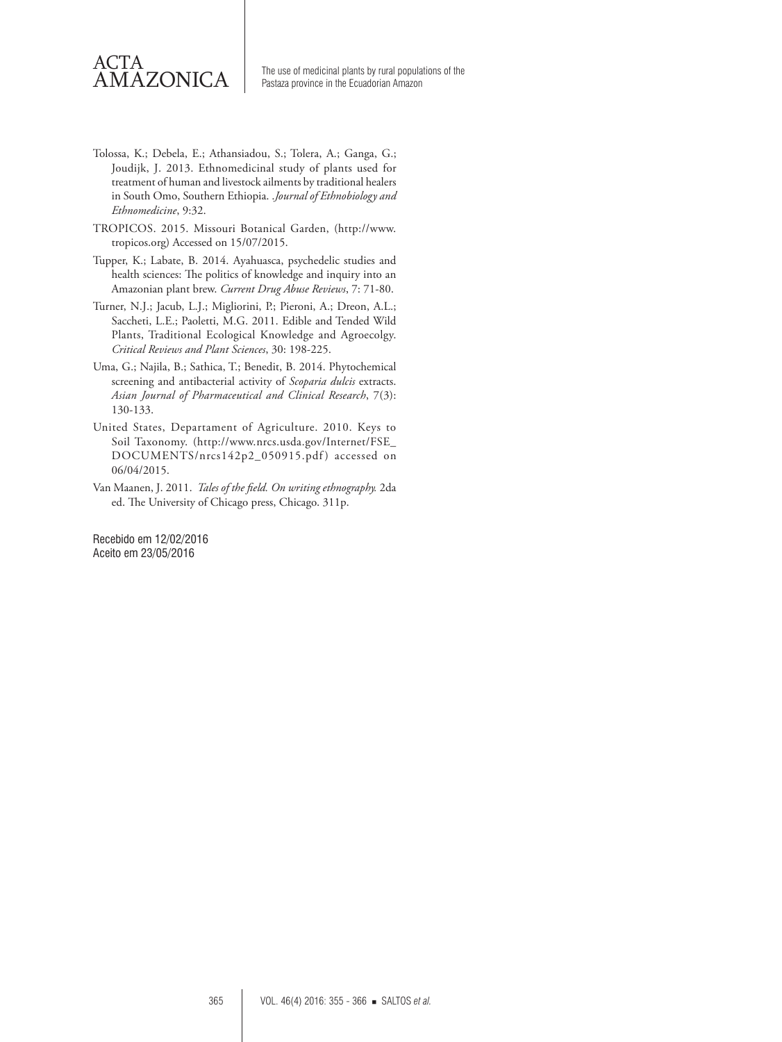Tolossa, K.; Debela, E.; Athansiadou, S.; Tolera, A.; Ganga, G.; Joudijk, J. 2013. Ethnomedicinal study of plants used for treatment of human and livestock ailments by traditional healers in South Omo, Southern Ethiopia. .*Journal of Ethnobiology and Ethnomedicine*, 9:32.

TROPICOS. 2015. Missouri Botanical Garden, (http://www.tropicos.org) Accessed on 15/07/2015.

Tupper, K.; Labate, B. 2014. Ayahuasca, psychedelic studies and health sciences: The politics of knowledge and inquiry into an Amazonian plant brew. *Current Drug Abuse Reviews*, 7: 71-80.

Turner, N.J.; Jacub, L.J.; Migliorini, P.; Pieroni, A.; Dreon, A.L.; Saccheti, L.E.; Paoletti, M.G. 2011. Edible and Tended Wild Plants, Traditional Ecological Knowledge and Agroecolgy. *Critical Reviews and Plant Sciences*, 30: 198-225.

Uma, G.; Najila, B.; Sathica, T.; Benedit, B. 2014. Phytochemical screening and antibacterial activity of *Scoparia dulcis* extracts. *Asian Journal of Pharmaceutical and Clinical Research*, 7(3): 130-133.

United States, Departament of Agriculture. 2010. Keys to Soil Taxonomy. (http://www.nrcs.usda.gov/Internet/FSE_DOCUMENTS/nrcs142p2_050915.pdf) accessed on 06/04/2015.

Van Maanen, J. 2011. *Tales of the field. On writing ethnography.* 2da ed. The University of Chicago press, Chicago. 311p.

Recebido em 12/02/2016
Aceito em 23/05/2016